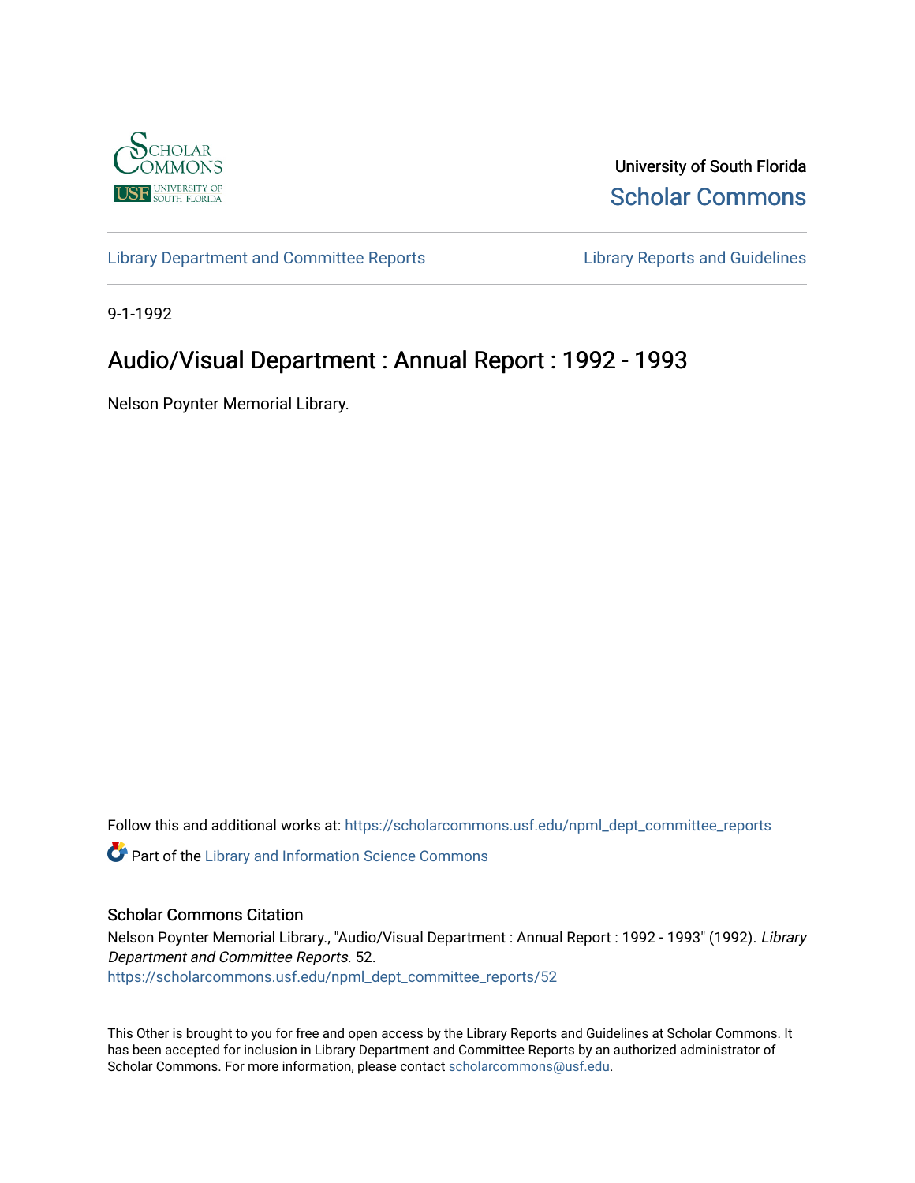University of South Florida

Scholar Commons

Library Department and Committee Reports

Library Reports and Guidelines

9-1-1992

# Audio/Visual Department : Annual Report : 1992 - 1993

Nelson Poynter Memorial Library.

Follow this and additional works at: https://scholarcommons.usf.edu/npml_dept_committee_reports

Part of the Library and Information Science Commons

## Scholar Commons Citation

Nelson Poynter Memorial Library., "Audio/Visual Department : Annual Report : 1992 - 1993" (1992). *Library Department and Committee Reports*. 52.
https://scholarcommons.usf.edu/npml_dept_committee_reports/52

This Other is brought to you for free and open access by the Library Reports and Guidelines at Scholar Commons. It has been accepted for inclusion in Library Department and Committee Reports by an authorized administrator of Scholar Commons. For more information, please contact scholarcommons@usf.edu.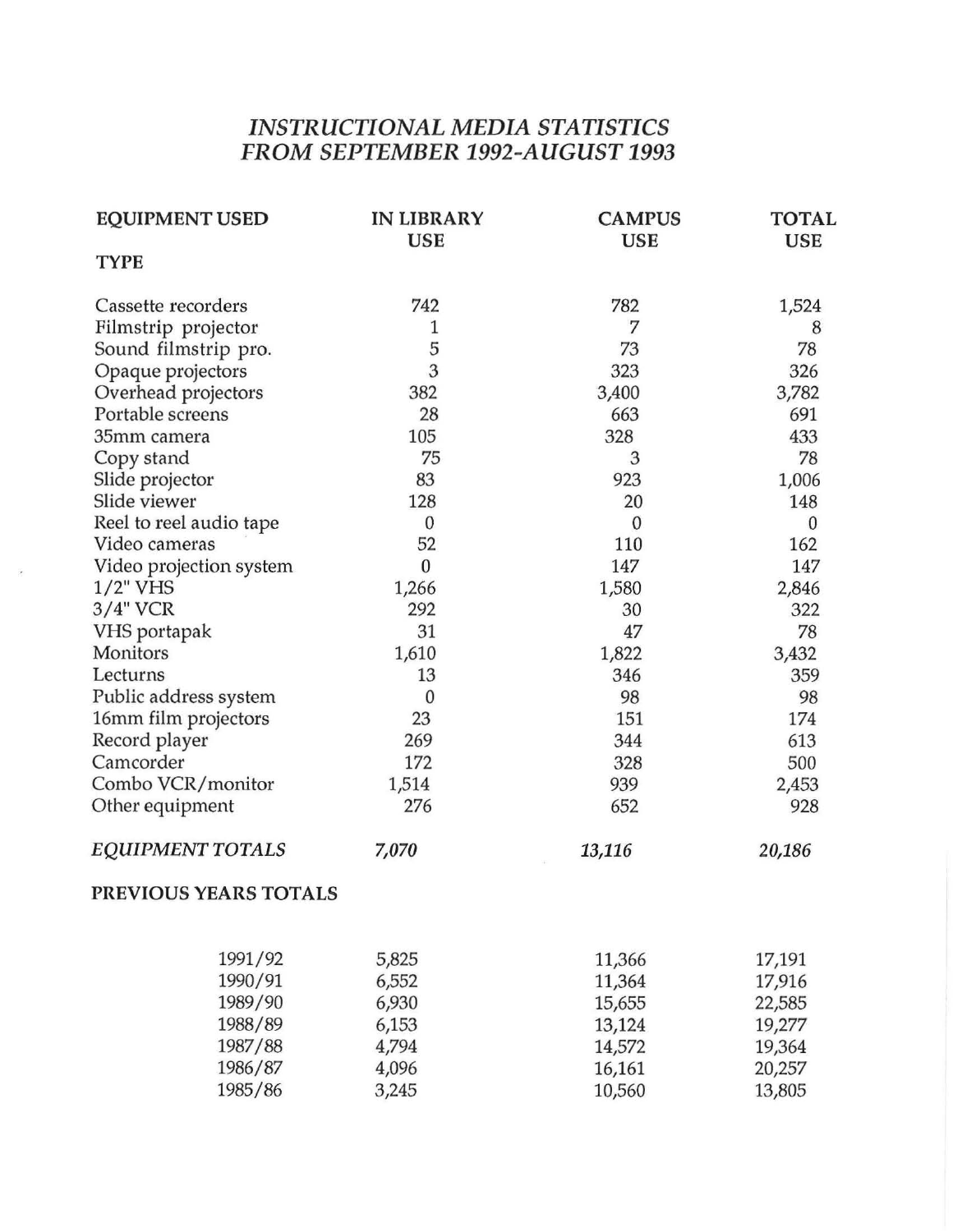# *INSTRUCTIONAL MEDIA STATISTICS FROM SEPTEMBER 1992-AUGUST 1993*

| EQUIPMENT USED | IN LIBRARY USE | CAMPUS USE | TOTAL USE |
|---|---|---|---|
| **TYPE** | | | |
| Cassette recorders | 742 | 782 | 1,524 |
| Filmstrip projector | 1 | 7 | 8 |
| Sound filmstrip pro. | 5 | 73 | 78 |
| Opaque projectors | 3 | 323 | 326 |
| Overhead projectors | 382 | 3,400 | 3,782 |
| Portable screens | 28 | 663 | 691 |
| 35mm camera | 105 | 328 | 433 |
| Copy stand | 75 | 3 | 78 |
| Slide projector | 83 | 923 | 1,006 |
| Slide viewer | 128 | 20 | 148 |
| Reel to reel audio tape | 0 | 0 | 0 |
| Video cameras | 52 | 110 | 162 |
| Video projection system | 0 | 147 | 147 |
| 1/2" VHS | 1,266 | 1,580 | 2,846 |
| 3/4" VCR | 292 | 30 | 322 |
| VHS portapak | 31 | 47 | 78 |
| Monitors | 1,610 | 1,822 | 3,432 |
| Lecturns | 13 | 346 | 359 |
| Public address system | 0 | 98 | 98 |
| 16mm film projectors | 23 | 151 | 174 |
| Record player | 269 | 344 | 613 |
| Camcorder | 172 | 328 | 500 |
| Combo VCR/monitor | 1,514 | 939 | 2,453 |
| Other equipment | 276 | 652 | 928 |
| *EQUIPMENT TOTALS* | *7,070* | *13,116* | *20,186* |
| **PREVIOUS YEARS TOTALS** | | | |
| 1991/92 | 5,825 | 11,366 | 17,191 |
| 1990/91 | 6,552 | 11,364 | 17,916 |
| 1989/90 | 6,930 | 15,655 | 22,585 |
| 1988/89 | 6,153 | 13,124 | 19,277 |
| 1987/88 | 4,794 | 14,572 | 19,364 |
| 1986/87 | 4,096 | 16,161 | 20,257 |
| 1985/86 | 3,245 | 10,560 | 13,805 |